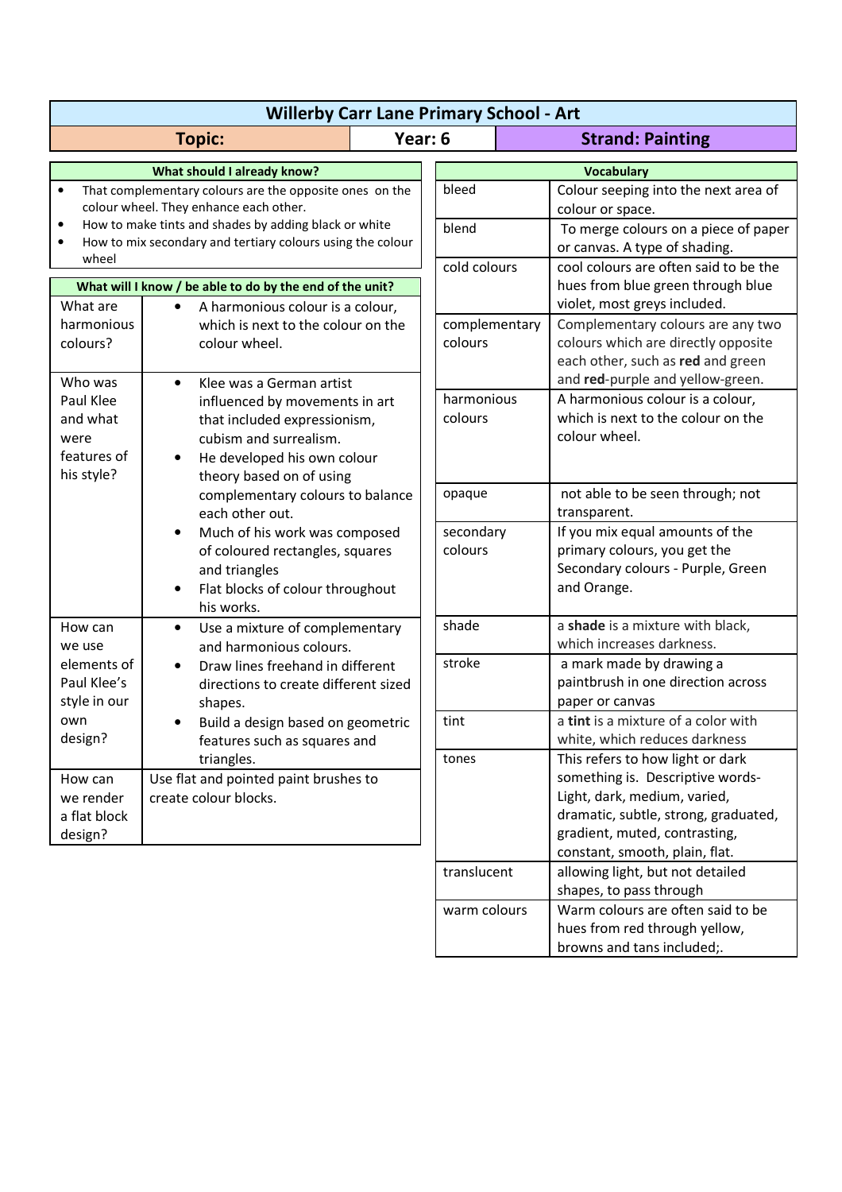# Willerby Carr Lane Primary School - Art

| Topic: | Year: 6 | Strand: Painting |
| --- | --- | --- |

## What should I already know?

- That complementary colours are the opposite ones on the colour wheel. They enhance each other.
- How to make tints and shades by adding black or white
- How to mix secondary and tertiary colours using the colour wheel

## What will I know / be able to do by the end of the unit?

| Question | Answer |
| --- | --- |
| What are harmonious colours? | • A harmonious colour is a colour, which is next to the colour on the colour wheel. |
| Who was Paul Klee and what were features of his style? | • Klee was a German artist influenced by movements in art that included expressionism, cubism and surrealism.<br>• He developed his own colour theory based on using complementary colours to balance each other out.<br>• Much of his work was composed of coloured rectangles, squares and triangles<br>• Flat blocks of colour throughout his works. |
| How can we use elements of Paul Klee's style in our own design? | • Use a mixture of complementary and harmonious colours.<br>• Draw lines freehand in different directions to create different sized shapes.<br>• Build a design based on geometric features such as squares and triangles. |
| How can we render a flat block design? | Use flat and pointed paint brushes to create colour blocks. |

## Vocabulary

| Word | Meaning |
| --- | --- |
| bleed | Colour seeping into the next area of colour or space. |
| blend | To merge colours on a piece of paper or canvas. A type of shading. |
| cold colours | cool colours are often said to be the hues from blue green through blue violet, most greys included. |
| complementary colours | Complementary colours are any two colours which are directly opposite each other, such as **red** and green and **red**-purple and yellow-green. |
| harmonious colours | A harmonious colour is a colour, which is next to the colour on the colour wheel. |
| opaque | not able to be seen through; not transparent. |
| secondary colours | If you mix equal amounts of the primary colours, you get the Secondary colours - Purple, Green and Orange. |
| shade | a **shade** is a mixture with black, which increases darkness. |
| stroke | a mark made by drawing a paintbrush in one direction across paper or canvas |
| tint | a **tint** is a mixture of a color with white, which reduces darkness |
| tones | This refers to how light or dark something is. Descriptive words- Light, dark, medium, varied, dramatic, subtle, strong, graduated, gradient, muted, contrasting, constant, smooth, plain, flat. |
| translucent | allowing light, but not detailed shapes, to pass through |
| warm colours | Warm colours are often said to be hues from red through yellow, browns and tans included;. |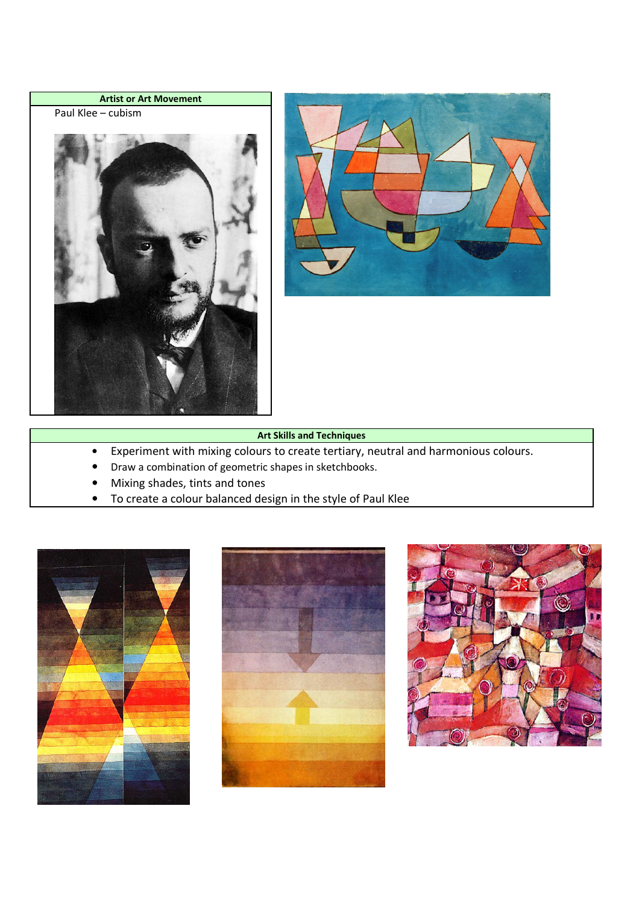| Artist or Art Movement |
| --- |
| Paul Klee – cubism |

| Art Skills and Techniques |
| --- |
| • Experiment with mixing colours to create tertiary, neutral and harmonious colours.<br>• Draw a combination of geometric shapes in sketchbooks.<br>• Mixing shades, tints and tones<br>• To create a colour balanced design in the style of Paul Klee |